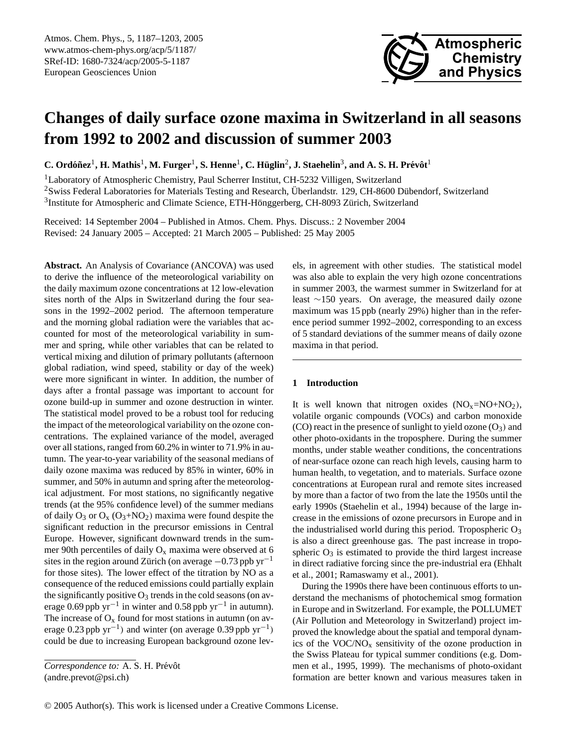# Changes of daily surface ozone maxima in Switzerland in all seasons from 1992 to 2002 and discussion of summer 2003

**C. Ordóñez[1], H. Mathis[1], M. Furger[1], S. Henne[1], C. Hüglin[2], J. Staehelin[3], and A. S. H. Prévôt[1]**

[1]Laboratory of Atmospheric Chemistry, Paul Scherrer Institut, CH-5232 Villigen, Switzerland
[2]Swiss Federal Laboratories for Materials Testing and Research, Überlandstr. 129, CH-8600 Dübendorf, Switzerland
[3]Institute for Atmospheric and Climate Science, ETH-Hönggerberg, CH-8093 Zürich, Switzerland

Received: 14 September 2004 – Published in Atmos. Chem. Phys. Discuss.: 2 November 2004
Revised: 24 January 2005 – Accepted: 21 March 2005 – Published: 25 May 2005

**Abstract.** An Analysis of Covariance (ANCOVA) was used to derive the influence of the meteorological variability on the daily maximum ozone concentrations at 12 low-elevation sites north of the Alps in Switzerland during the four seasons in the 1992–2002 period. The afternoon temperature and the morning global radiation were the variables that accounted for most of the meteorological variability in summer and spring, while other variables that can be related to vertical mixing and dilution of primary pollutants (afternoon global radiation, wind speed, stability or day of the week) were more significant in winter. In addition, the number of days after a frontal passage was important to account for ozone build-up in summer and ozone destruction in winter. The statistical model proved to be a robust tool for reducing the impact of the meteorological variability on the ozone concentrations. The explained variance of the model, averaged over all stations, ranged from 60.2% in winter to 71.9% in autumn. The year-to-year variability of the seasonal medians of daily ozone maxima was reduced by 85% in winter, 60% in summer, and 50% in autumn and spring after the meteorological adjustment. For most stations, no significantly negative trends (at the 95% confidence level) of the summer medians of daily $O_3$ or $O_x$ ($O_3$+$NO_2$) maxima were found despite the significant reduction in the precursor emissions in Central Europe. However, significant downward trends in the summer 90th percentiles of daily $O_x$ maxima were observed at 6 sites in the region around Zürich (on average $-0.73$ ppb yr$^{-1}$ for those sites). The lower effect of the titration by NO as a consequence of the reduced emissions could partially explain the significantly positive $O_3$ trends in the cold seasons (on average 0.69 ppb yr$^{-1}$ in winter and 0.58 ppb yr$^{-1}$ in autumn). The increase of $O_x$ found for most stations in autumn (on average 0.23 ppb yr$^{-1}$) and winter (on average 0.39 ppb yr$^{-1}$) could be due to increasing European background ozone levels, in agreement with other studies. The statistical model was also able to explain the very high ozone concentrations in summer 2003, the warmest summer in Switzerland for at least ~150 years. On average, the measured daily ozone maximum was 15 ppb (nearly 29%) higher than in the reference period summer 1992–2002, corresponding to an excess of 5 standard deviations of the summer means of daily ozone maxima in that period.

## 1 Introduction

It is well known that nitrogen oxides ($NO_x$=NO+$NO_2$), volatile organic compounds (VOCs) and carbon monoxide (CO) react in the presence of sunlight to yield ozone ($O_3$) and other photo-oxidants in the troposphere. During the summer months, under stable weather conditions, the concentrations of near-surface ozone can reach high levels, causing harm to human health, to vegetation, and to materials. Surface ozone concentrations at European rural and remote sites increased by more than a factor of two from the late the 1950s until the early 1990s (Staehelin et al., 1994) because of the large increase in the emissions of ozone precursors in Europe and in the industrialised world during this period. Tropospheric $O_3$ is also a direct greenhouse gas. The past increase in tropospheric $O_3$ is estimated to provide the third largest increase in direct radiative forcing since the pre-industrial era (Ehhalt et al., 2001; Ramaswamy et al., 2001).

During the 1990s there have been continuous efforts to understand the mechanisms of photochemical smog formation in Europe and in Switzerland. For example, the POLLUMET (Air Pollution and Meteorology in Switzerland) project improved the knowledge about the spatial and temporal dynamics of the VOC/$NO_x$ sensitivity of the ozone production in the Swiss Plateau for typical summer conditions (e.g. Dommen et al., 1995, 1999). The mechanisms of photo-oxidant formation are better known and various measures taken in

*Correspondence to:* A. S. H. Prévôt
(andre.prevot@psi.ch)

© 2005 Author(s). This work is licensed under a Creative Commons License.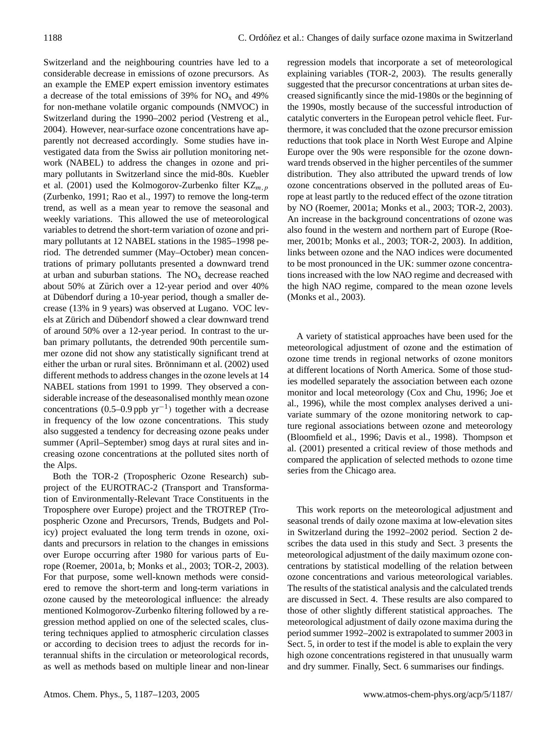Switzerland and the neighbouring countries have led to a considerable decrease in emissions of ozone precursors. As an example the EMEP expert emission inventory estimates a decrease of the total emissions of 39% for $NO_x$ and 49% for non-methane volatile organic compounds (NMVOC) in Switzerland during the 1990–2002 period (Vestreng et al., 2004). However, near-surface ozone concentrations have apparently not decreased accordingly. Some studies have investigated data from the Swiss air pollution monitoring network (NABEL) to address the changes in ozone and primary pollutants in Switzerland since the mid-80s. Kuebler et al. (2001) used the Kolmogorov-Zurbenko filter $KZ_{m,p}$ (Zurbenko, 1991; Rao et al., 1997) to remove the long-term trend, as well as a mean year to remove the seasonal and weekly variations. This allowed the use of meteorological variables to detrend the short-term variation of ozone and primary pollutants at 12 NABEL stations in the 1985–1998 period. The detrended summer (May–October) mean concentrations of primary pollutants presented a downward trend at urban and suburban stations. The $NO_x$ decrease reached about 50% at Zürich over a 12-year period and over 40% at Dübendorf during a 10-year period, though a smaller decrease (13% in 9 years) was observed at Lugano. VOC levels at Zürich and Dübendorf showed a clear downward trend of around 50% over a 12-year period. In contrast to the urban primary pollutants, the detrended 90th percentile summer ozone did not show any statistically significant trend at either the urban or rural sites. Brönnimann et al. (2002) used different methods to address changes in the ozone levels at 14 NABEL stations from 1991 to 1999. They observed a considerable increase of the deseasonalised monthly mean ozone concentrations (0.5–0.9 ppb $yr^{-1}$) together with a decrease in frequency of the low ozone concentrations. This study also suggested a tendency for decreasing ozone peaks under summer (April–September) smog days at rural sites and increasing ozone concentrations at the polluted sites north of the Alps.

Both the TOR-2 (Tropospheric Ozone Research) subproject of the EUROTRAC-2 (Transport and Transformation of Environmentally-Relevant Trace Constituents in the Troposphere over Europe) project and the TROTREP (Tropospheric Ozone and Precursors, Trends, Budgets and Policy) project evaluated the long term trends in ozone, oxidants and precursors in relation to the changes in emissions over Europe occurring after 1980 for various parts of Europe (Roemer, 2001a, b; Monks et al., 2003; TOR-2, 2003). For that purpose, some well-known methods were considered to remove the short-term and long-term variations in ozone caused by the meteorological influence: the already mentioned Kolmogorov-Zurbenko filtering followed by a regression method applied on one of the selected scales, clustering techniques applied to atmospheric circulation classes or according to decision trees to adjust the records for interannual shifts in the circulation or meteorological records, as well as methods based on multiple linear and non-linear regression models that incorporate a set of meteorological explaining variables (TOR-2, 2003). The results generally suggested that the precursor concentrations at urban sites decreased significantly since the mid-1980s or the beginning of the 1990s, mostly because of the successful introduction of catalytic converters in the European petrol vehicle fleet. Furthermore, it was concluded that the ozone precursor emission reductions that took place in North West Europe and Alpine Europe over the 90s were responsible for the ozone downward trends observed in the higher percentiles of the summer distribution. They also attributed the upward trends of low ozone concentrations observed in the polluted areas of Europe at least partly to the reduced effect of the ozone titration by NO (Roemer, 2001a; Monks et al., 2003; TOR-2, 2003). An increase in the background concentrations of ozone was also found in the western and northern part of Europe (Roemer, 2001b; Monks et al., 2003; TOR-2, 2003). In addition, links between ozone and the NAO indices were documented to be most pronounced in the UK: summer ozone concentrations increased with the low NAO regime and decreased with the high NAO regime, compared to the mean ozone levels (Monks et al., 2003).

A variety of statistical approaches have been used for the meteorological adjustment of ozone and the estimation of ozone time trends in regional networks of ozone monitors at different locations of North America. Some of those studies modelled separately the association between each ozone monitor and local meteorology (Cox and Chu, 1996; Joe et al., 1996), while the most complex analyses derived a univariate summary of the ozone monitoring network to capture regional associations between ozone and meteorology (Bloomfield et al., 1996; Davis et al., 1998). Thompson et al. (2001) presented a critical review of those methods and compared the application of selected methods to ozone time series from the Chicago area.

This work reports on the meteorological adjustment and seasonal trends of daily ozone maxima at low-elevation sites in Switzerland during the 1992–2002 period. Section 2 describes the data used in this study and Sect. 3 presents the meteorological adjustment of the daily maximum ozone concentrations by statistical modelling of the relation between ozone concentrations and various meteorological variables. The results of the statistical analysis and the calculated trends are discussed in Sect. 4. These results are also compared to those of other slightly different statistical approaches. The meteorological adjustment of daily ozone maxima during the period summer 1992–2002 is extrapolated to summer 2003 in Sect. 5, in order to test if the model is able to explain the very high ozone concentrations registered in that unusually warm and dry summer. Finally, Sect. 6 summarises our findings.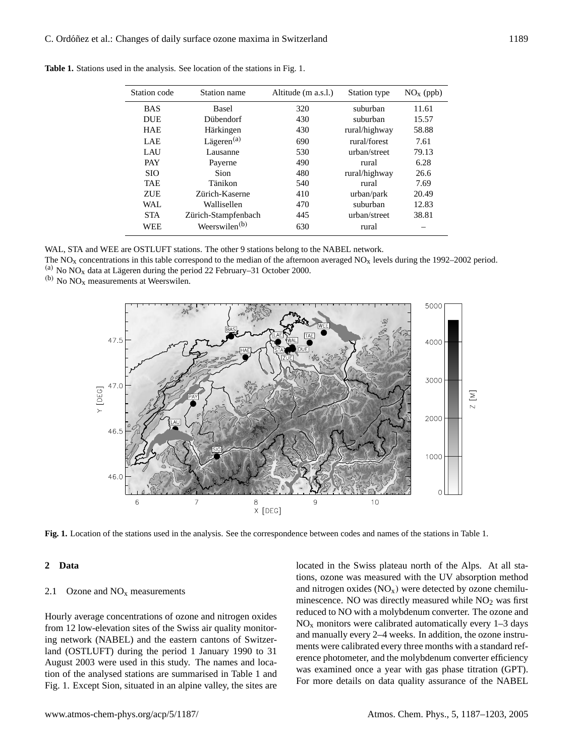**Table 1.** Stations used in the analysis. See location of the stations in Fig. 1.

| Station code | Station name | Altitude (m a.s.l.) | Station type | $NO_x$ (ppb) |
|---|---|---|---|---|
| BAS | Basel | 320 | suburban | 11.61 |
| DUE | Dübendorf | 430 | suburban | 15.57 |
| HAE | Härkingen | 430 | rural/highway | 58.88 |
| LAE | Lägeren[(a)] | 690 | rural/forest | 7.61 |
| LAU | Lausanne | 530 | urban/street | 79.13 |
| PAY | Payerne | 490 | rural | 6.28 |
| SIO | Sion | 480 | rural/highway | 26.6 |
| TAE | Tänikon | 540 | rural | 7.69 |
| ZUE | Zürich-Kaserne | 410 | urban/park | 20.49 |
| WAL | Wallisellen | 470 | suburban | 12.83 |
| STA | Zürich-Stampfenbach | 445 | urban/street | 38.81 |
| WEE | Weerswilen[(b)] | 630 | rural | – |

WAL, STA and WEE are OSTLUFT stations. The other 9 stations belong to the NABEL network.
The $NO_x$ concentrations in this table correspond to the median of the afternoon averaged $NO_x$ levels during the 1992–2002 period.
[(a)] No $NO_x$ data at Lägeren during the period 22 February–31 October 2000.
[(b)] No $NO_x$ measurements at Weerswilen.

**Fig. 1.** Location of the stations used in the analysis. See the correspondence between codes and names of the stations in Table 1.

## 2 Data

### 2.1 Ozone and $NO_x$ measurements

Hourly average concentrations of ozone and nitrogen oxides from 12 low-elevation sites of the Swiss air quality monitoring network (NABEL) and the eastern cantons of Switzerland (OSTLUFT) during the period 1 January 1990 to 31 August 2003 were used in this study. The names and location of the analysed stations are summarised in Table 1 and Fig. 1. Except Sion, situated in an alpine valley, the sites are located in the Swiss plateau north of the Alps. At all stations, ozone was measured with the UV absorption method and nitrogen oxides ($NO_x$) were detected by ozone chemiluminescence. NO was directly measured while $NO_2$ was first reduced to NO with a molybdenum converter. The ozone and $NO_x$ monitors were calibrated automatically every 1–3 days and manually every 2–4 weeks. In addition, the ozone instruments were calibrated every three months with a standard reference photometer, and the molybdenum converter efficiency was examined once a year with gas phase titration (GPT). For more details on data quality assurance of the NABEL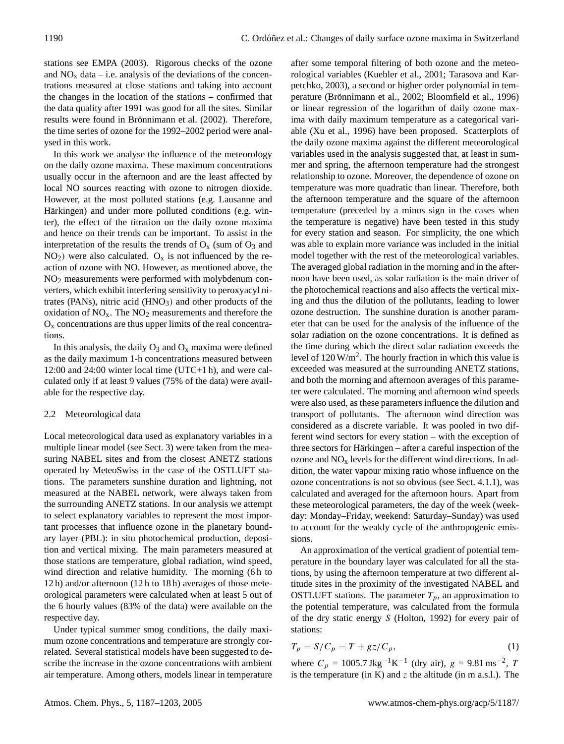stations see EMPA (2003). Rigorous checks of the ozone and $NO_x$ data – i.e. analysis of the deviations of the concentrations measured at close stations and taking into account the changes in the location of the stations – confirmed that the data quality after 1991 was good for all the sites. Similar results were found in Brönnimann et al. (2002). Therefore, the time series of ozone for the 1992–2002 period were analysed in this work.

In this work we analyse the influence of the meteorology on the daily ozone maxima. These maximum concentrations usually occur in the afternoon and are the least affected by local NO sources reacting with ozone to nitrogen dioxide. However, at the most polluted stations (e.g. Lausanne and Härkingen) and under more polluted conditions (e.g. winter), the effect of the titration on the daily ozone maxima and hence on their trends can be important. To assist in the interpretation of the results the trends of $O_x$ (sum of $O_3$ and $NO_2$) were also calculated. $O_x$ is not influenced by the reaction of ozone with NO. However, as mentioned above, the $NO_2$ measurements were performed with molybdenum converters, which exhibit interfering sensitivity to peroxyacyl nitrates (PANs), nitric acid ($HNO_3$) and other products of the oxidation of $NO_x$. The $NO_2$ measurements and therefore the $O_x$ concentrations are thus upper limits of the real concentrations.

In this analysis, the daily $O_3$ and $O_x$ maxima were defined as the daily maximum 1-h concentrations measured between 12:00 and 24:00 winter local time (UTC+1 h), and were calculated only if at least 9 values (75% of the data) were available for the respective day.

### 2.2 Meteorological data

Local meteorological data used as explanatory variables in a multiple linear model (see Sect. 3) were taken from the measuring NABEL sites and from the closest ANETZ stations operated by MeteoSwiss in the case of the OSTLUFT stations. The parameters sunshine duration and lightning, not measured at the NABEL network, were always taken from the surrounding ANETZ stations. In our analysis we attempt to select explanatory variables to represent the most important processes that influence ozone in the planetary boundary layer (PBL): in situ photochemical production, deposition and vertical mixing. The main parameters measured at those stations are temperature, global radiation, wind speed, wind direction and relative humidity. The morning (6 h to 12 h) and/or afternoon (12 h to 18 h) averages of those meteorological parameters were calculated when at least 5 out of the 6 hourly values (83% of the data) were available on the respective day.

Under typical summer smog conditions, the daily maximum ozone concentrations and temperature are strongly correlated. Several statistical models have been suggested to describe the increase in the ozone concentrations with ambient air temperature. Among others, models linear in temperature after some temporal filtering of both ozone and the meteorological variables (Kuebler et al., 2001; Tarasova and Karpetchko, 2003), a second or higher order polynomial in temperature (Brönnimann et al., 2002; Bloomfield et al., 1996) or linear regression of the logarithm of daily ozone maxima with daily maximum temperature as a categorical variable (Xu et al., 1996) have been proposed. Scatterplots of the daily ozone maxima against the different meteorological variables used in the analysis suggested that, at least in summer and spring, the afternoon temperature had the strongest relationship to ozone. Moreover, the dependence of ozone on temperature was more quadratic than linear. Therefore, both the afternoon temperature and the square of the afternoon temperature (preceded by a minus sign in the cases when the temperature is negative) have been tested in this study for every station and season. For simplicity, the one which was able to explain more variance was included in the initial model together with the rest of the meteorological variables. The averaged global radiation in the morning and in the afternoon have been used, as solar radiation is the main driver of the photochemical reactions and also affects the vertical mixing and thus the dilution of the pollutants, leading to lower ozone destruction. The sunshine duration is another parameter that can be used for the analysis of the influence of the solar radiation on the ozone concentrations. It is defined as the time during which the direct solar radiation exceeds the level of 120 $W/m^2$. The hourly fraction in which this value is exceeded was measured at the surrounding ANETZ stations, and both the morning and afternoon averages of this parameter were calculated. The morning and afternoon wind speeds were also used, as these parameters influence the dilution and transport of pollutants. The afternoon wind direction was considered as a discrete variable. It was pooled in two different wind sectors for every station – with the exception of three sectors for Härkingen – after a careful inspection of the ozone and $NO_x$ levels for the different wind directions. In addition, the water vapour mixing ratio whose influence on the ozone concentrations is not so obvious (see Sect. 4.1.1), was calculated and averaged for the afternoon hours. Apart from these meteorological parameters, the day of the week (weekday: Monday–Friday, weekend: Saturday–Sunday) was used to account for the weakly cycle of the anthropogenic emissions.

An approximation of the vertical gradient of potential temperature in the boundary layer was calculated for all the stations, by using the afternoon temperature at two different altitude sites in the proximity of the investigated NABEL and OSTLUFT stations. The parameter $T_p$, an approximation to the potential temperature, was calculated from the formula of the dry static energy $S$ (Holton, 1992) for every pair of stations:

$$T_p = S/C_p = T + gz/C_p, \tag{1}$$

where $C_p$ = 1005.7 $\mathrm{J kg^{-1} K^{-1}}$ (dry air), $g$ = 9.81 $\mathrm{m s^{-2}}$, $T$ is the temperature (in K) and $z$ the altitude (in m a.s.l.). The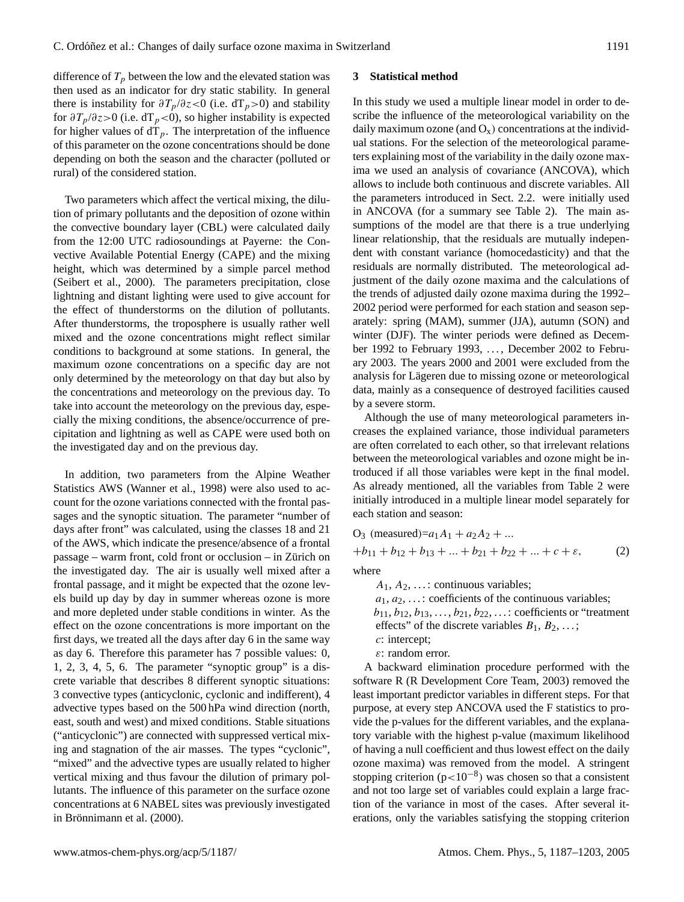difference of $T_p$ between the low and the elevated station was then used as an indicator for dry static stability. In general there is instability for $\partial T_p/\partial z<0$ (i.e. $dT_p>0$) and stability for $\partial T_p/\partial z>0$ (i.e. $dT_p<0$), so higher instability is expected for higher values of $dT_p$. The interpretation of the influence of this parameter on the ozone concentrations should be done depending on both the season and the character (polluted or rural) of the considered station.

Two parameters which affect the vertical mixing, the dilution of primary pollutants and the deposition of ozone within the convective boundary layer (CBL) were calculated daily from the 12:00 UTC radiosoundings at Payerne: the Convective Available Potential Energy (CAPE) and the mixing height, which was determined by a simple parcel method (Seibert et al., 2000). The parameters precipitation, close lightning and distant lighting were used to give account for the effect of thunderstorms on the dilution of pollutants. After thunderstorms, the troposphere is usually rather well mixed and the ozone concentrations might reflect similar conditions to background at some stations. In general, the maximum ozone concentrations on a specific day are not only determined by the meteorology on that day but also by the concentrations and meteorology on the previous day. To take into account the meteorology on the previous day, especially the mixing conditions, the absence/occurrence of precipitation and lightning as well as CAPE were used both on the investigated day and on the previous day.

In addition, two parameters from the Alpine Weather Statistics AWS (Wanner et al., 1998) were also used to account for the ozone variations connected with the frontal passages and the synoptic situation. The parameter "number of days after front" was calculated, using the classes 18 and 21 of the AWS, which indicate the presence/absence of a frontal passage – warm front, cold front or occlusion – in Zürich on the investigated day. The air is usually well mixed after a frontal passage, and it might be expected that the ozone levels build up day by day in summer whereas ozone is more and more depleted under stable conditions in winter. As the effect on the ozone concentrations is more important on the first days, we treated all the days after day 6 in the same way as day 6. Therefore this parameter has 7 possible values: 0, 1, 2, 3, 4, 5, 6. The parameter "synoptic group" is a discrete variable that describes 8 different synoptic situations: 3 convective types (anticyclonic, cyclonic and indifferent), 4 advective types based on the 500 hPa wind direction (north, east, south and west) and mixed conditions. Stable situations ("anticyclonic") are connected with suppressed vertical mixing and stagnation of the air masses. The types "cyclonic", "mixed" and the advective types are usually related to higher vertical mixing and thus favour the dilution of primary pollutants. The influence of this parameter on the surface ozone concentrations at 6 NABEL sites was previously investigated in Brönnimann et al. (2000).

## 3 Statistical method

In this study we used a multiple linear model in order to describe the influence of the meteorological variability on the daily maximum ozone (and $O_x$) concentrations at the individual stations. For the selection of the meteorological parameters explaining most of the variability in the daily ozone maxima we used an analysis of covariance (ANCOVA), which allows to include both continuous and discrete variables. All the parameters introduced in Sect. 2.2. were initially used in ANCOVA (for a summary see Table 2). The main assumptions of the model are that there is a true underlying linear relationship, that the residuals are mutually independent with constant variance (homocedasticity) and that the residuals are normally distributed. The meteorological adjustment of the daily ozone maxima and the calculations of the trends of adjusted daily ozone maxima during the 1992–2002 period were performed for each station and season separately: spring (MAM), summer (JJA), autumn (SON) and winter (DJF). The winter periods were defined as December 1992 to February 1993, ..., December 2002 to February 2003. The years 2000 and 2001 were excluded from the analysis for Lägeren due to missing ozone or meteorological data, mainly as a consequence of destroyed facilities caused by a severe storm.

Although the use of many meteorological parameters increases the explained variance, those individual parameters are often correlated to each other, so that irrelevant relations between the meteorological variables and ozone might be introduced if all those variables were kept in the final model. As already mentioned, all the variables from Table 2 were initially introduced in a multiple linear model separately for each station and season:

$$
\begin{aligned}
&O_3 \text{ (measured)} = a_1 A_1 + a_2 A_2 + ... \\
&+ b_{11} + b_{12} + b_{13} + ... + b_{21} + b_{22} + ... + c + \varepsilon, \qquad (2)
\end{aligned}
$$

where

$A_1, A_2, \ldots$: continuous variables;
$a_1, a_2, \ldots$: coefficients of the continuous variables;
$b_{11}, b_{12}, b_{13}, \ldots, b_{21}, b_{22}, \ldots$: coefficients or "treatment effects" of the discrete variables $B_1, B_2, \ldots$;
$c$: intercept;
$\varepsilon$: random error.

A backward elimination procedure performed with the software R (R Development Core Team, 2003) removed the least important predictor variables in different steps. For that purpose, at every step ANCOVA used the F statistics to provide the p-values for the different variables, and the explanatory variable with the highest p-value (maximum likelihood of having a null coefficient and thus lowest effect on the daily ozone maxima) was removed from the model. A stringent stopping criterion ($p<10^{-8}$) was chosen so that a consistent and not too large set of variables could explain a large fraction of the variance in most of the cases. After several iterations, only the variables satisfying the stopping criterion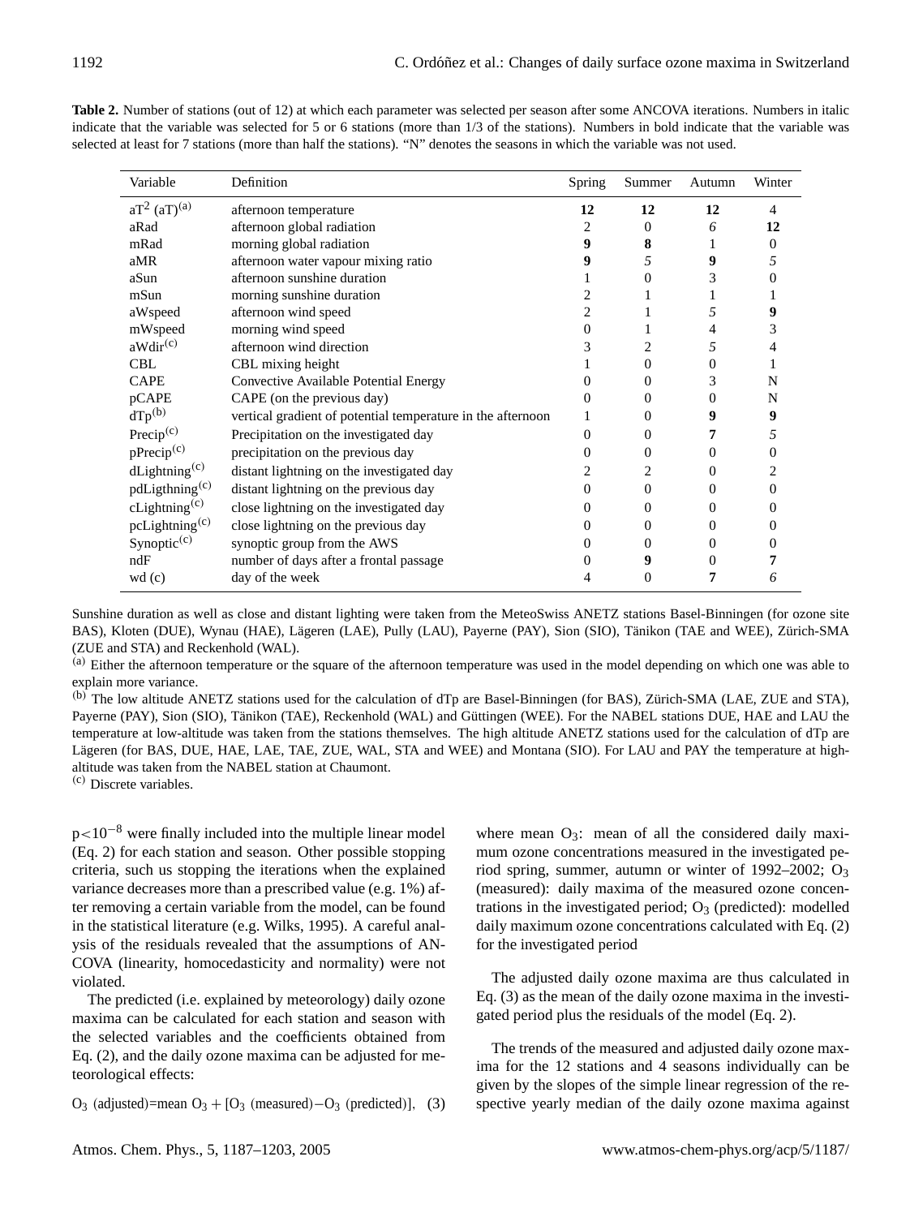**Table 2.** Number of stations (out of 12) at which each parameter was selected per season after some ANCOVA iterations. Numbers in italic indicate that the variable was selected for 5 or 6 stations (more than 1/3 of the stations). Numbers in bold indicate that the variable was selected at least for 7 stations (more than half the stations). "N" denotes the seasons in which the variable was not used.

| Variable | Definition | Spring | Summer | Autumn | Winter |
|---|---|---|---|---|---|
| $aT^2$ (aT)[(a)] | afternoon temperature | **12** | **12** | **12** | 4 |
| aRad | afternoon global radiation | 2 | 0 | *6* | **12** |
| mRad | morning global radiation | **9** | **8** | 1 | 0 |
| aMR | afternoon water vapour mixing ratio | **9** | *5* | **9** | *5* |
| aSun | afternoon sunshine duration | 1 | 0 | 3 | 0 |
| mSun | morning sunshine duration | 2 | 1 | 1 | 1 |
| aWspeed | afternoon wind speed | 2 | 1 | *5* | **9** |
| mWspeed | morning wind speed | 0 | 1 | 4 | 3 |
| aWdir[(c)] | afternoon wind direction | 3 | 2 | *5* | 4 |
| CBL | CBL mixing height | 1 | 0 | 0 | 1 |
| CAPE | Convective Available Potential Energy | 0 | 0 | 3 | N |
| pCAPE | CAPE (on the previous day) | 0 | 0 | 0 | N |
| dTp[(b)] | vertical gradient of potential temperature in the afternoon | 1 | 0 | **9** | **9** |
| Precip[(c)] | Precipitation on the investigated day | 0 | 0 | **7** | *5* |
| pPrecip[(c)] | precipitation on the previous day | 0 | 0 | 0 | 0 |
| dLightning[(c)] | distant lightning on the investigated day | 2 | 2 | 0 | 2 |
| pdLigthning[(c)] | distant lightning on the previous day | 0 | 0 | 0 | 0 |
| cLightning[(c)] | close lightning on the investigated day | 0 | 0 | 0 | 0 |
| pcLightning[(c)] | close lightning on the previous day | 0 | 0 | 0 | 0 |
| Synoptic[(c)] | synoptic group from the AWS | 0 | 0 | 0 | 0 |
| ndF | number of days after a frontal passage | 0 | **9** | 0 | **7** |
| wd (c) | day of the week | 4 | 0 | **7** | *6* |

Sunshine duration as well as close and distant lighting were taken from the MeteoSwiss ANETZ stations Basel-Binningen (for ozone site BAS), Kloten (DUE), Wynau (HAE), Lägeren (LAE), Pully (LAU), Payerne (PAY), Sion (SIO), Tänikon (TAE and WEE), Zürich-SMA (ZUE and STA) and Reckenhold (WAL).

[(a)] Either the afternoon temperature or the square of the afternoon temperature was used in the model depending on which one was able to explain more variance.

[(b)] The low altitude ANETZ stations used for the calculation of dTp are Basel-Binningen (for BAS), Zürich-SMA (LAE, ZUE and STA), Payerne (PAY), Sion (SIO), Tänikon (TAE), Reckenhold (WAL) and Güttingen (WEE). For the NABEL stations DUE, HAE and LAU the temperature at low-altitude was taken from the stations themselves. The high altitude ANETZ stations used for the calculation of dTp are Lägeren (for BAS, DUE, HAE, LAE, TAE, ZUE, WAL, STA and WEE) and Montana (SIO). For LAU and PAY the temperature at high-altitude was taken from the NABEL station at Chaumont.

[(c)] Discrete variables.

$p<10^{-8}$ were finally included into the multiple linear model (Eq. 2) for each station and season. Other possible stopping criteria, such us stopping the iterations when the explained variance decreases more than a prescribed value (e.g. 1%) after removing a certain variable from the model, can be found in the statistical literature (e.g. Wilks, 1995). A careful analysis of the residuals revealed that the assumptions of ANCOVA (linearity, homocedasticity and normality) were not violated.

The predicted (i.e. explained by meteorology) daily ozone maxima can be calculated for each station and season with the selected variables and the coefficients obtained from Eq. (2), and the daily ozone maxima can be adjusted for meteorological effects:

$$O_3 \text{ (adjusted)} = \text{mean } O_3 + [O_3 \text{ (measured)} - O_3 \text{ (predicted)}], \quad (3)$$

where mean $O_3$: mean of all the considered daily maximum ozone concentrations measured in the investigated period spring, summer, autumn or winter of 1992–2002; $O_3$ (measured): daily maxima of the measured ozone concentrations in the investigated period; $O_3$ (predicted): modelled daily maximum ozone concentrations calculated with Eq. (2) for the investigated period

The adjusted daily ozone maxima are thus calculated in Eq. (3) as the mean of the daily ozone maxima in the investigated period plus the residuals of the model (Eq. 2).

The trends of the measured and adjusted daily ozone maxima for the 12 stations and 4 seasons individually can be given by the slopes of the simple linear regression of the respective yearly median of the daily ozone maxima against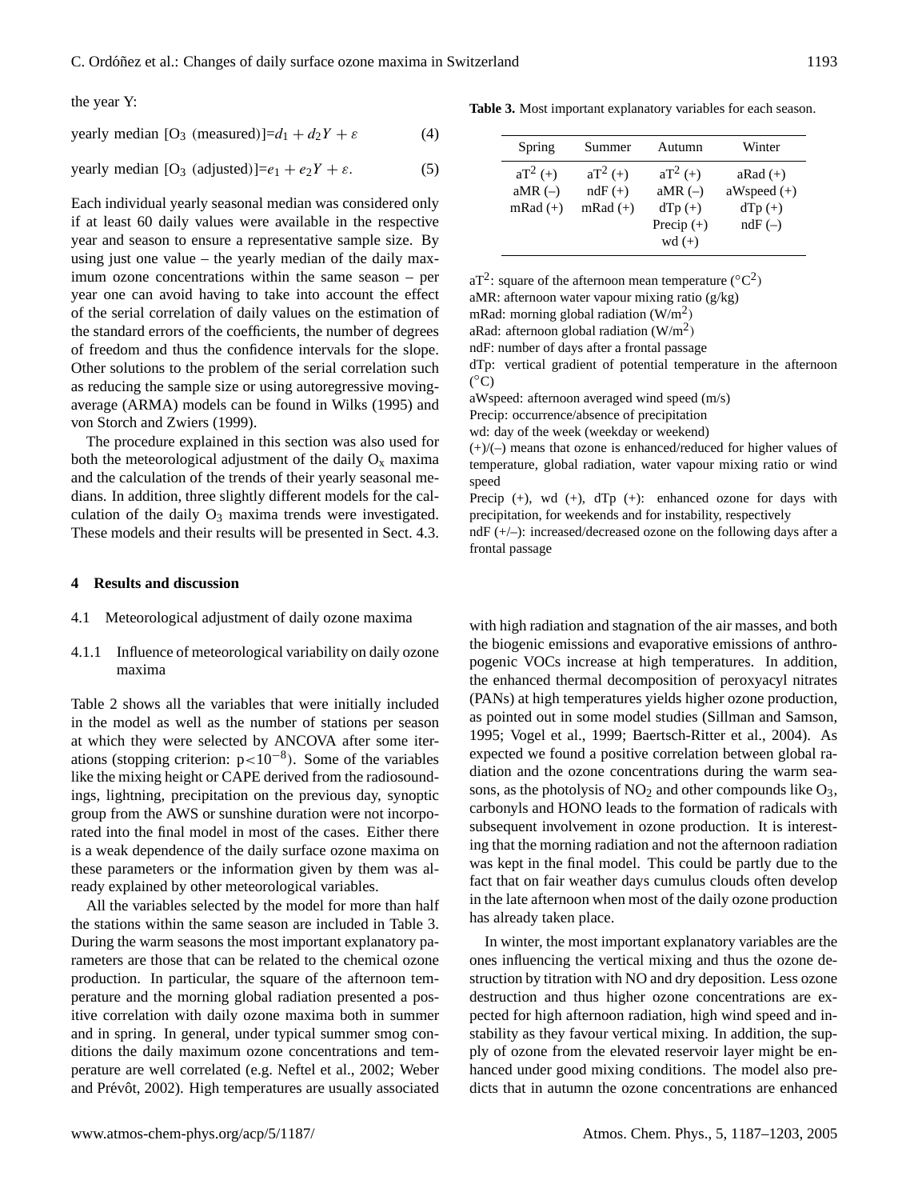the year Y:

$$\text{yearly median [O}_3\text{ (measured)]} = d_1 + d_2 Y + \varepsilon \tag{4}$$

$$\text{yearly median [O}_3\text{ (adjusted)]} = e_1 + e_2 Y + \varepsilon. \tag{5}$$

Each individual yearly seasonal median was considered only if at least 60 daily values were available in the respective year and season to ensure a representative sample size. By using just one value – the yearly median of the daily maximum ozone concentrations within the same season – per year one can avoid having to take into account the effect of the serial correlation of daily values on the estimation of the standard errors of the coefficients, the number of degrees of freedom and thus the confidence intervals for the slope. Other solutions to the problem of the serial correlation such as reducing the sample size or using autoregressive moving-average (ARMA) models can be found in Wilks (1995) and von Storch and Zwiers (1999).

The procedure explained in this section was also used for both the meteorological adjustment of the daily $O_x$ maxima and the calculation of the trends of their yearly seasonal medians. In addition, three slightly different models for the calculation of the daily $O_3$ maxima trends were investigated. These models and their results will be presented in Sect. 4.3.

## 4 Results and discussion

### 4.1 Meteorological adjustment of daily ozone maxima

#### 4.1.1 Influence of meteorological variability on daily ozone maxima

Table 2 shows all the variables that were initially included in the model as well as the number of stations per season at which they were selected by ANCOVA after some iterations (stopping criterion: $p<10^{-8}$). Some of the variables like the mixing height or CAPE derived from the radiosoundings, lightning, precipitation on the previous day, synoptic group from the AWS or sunshine duration were not incorporated into the final model in most of the cases. Either there is a weak dependence of the daily surface ozone maxima on these parameters or the information given by them was already explained by other meteorological variables.

All the variables selected by the model for more than half the stations within the same season are included in Table 3. During the warm seasons the most important explanatory parameters are those that can be related to the chemical ozone production. In particular, the square of the afternoon temperature and the morning global radiation presented a positive correlation with daily ozone maxima both in summer and in spring. In general, under typical summer smog conditions the daily maximum ozone concentrations and temperature are well correlated (e.g. Neftel et al., 2002; Weber and Prévôt, 2002). High temperatures are usually associated with high radiation and stagnation of the air masses, and both the biogenic emissions and evaporative emissions of anthropogenic VOCs increase at high temperatures. In addition, the enhanced thermal decomposition of peroxyacyl nitrates (PANs) at high temperatures yields higher ozone production, as pointed out in some model studies (Sillman and Samson, 1995; Vogel et al., 1999; Baertsch-Ritter et al., 2004). As expected we found a positive correlation between global radiation and the ozone concentrations during the warm seasons, as the photolysis of $NO_2$ and other compounds like $O_3$, carbonyls and HONO leads to the formation of radicals with subsequent involvement in ozone production. It is interesting that the morning radiation and not the afternoon radiation was kept in the final model. This could be partly due to the fact that on fair weather days cumulus clouds often develop in the late afternoon when most of the daily ozone production has already taken place.

In winter, the most important explanatory variables are the ones influencing the vertical mixing and thus the ozone destruction by titration with NO and dry deposition. Less ozone destruction and thus higher ozone concentrations are expected for high afternoon radiation, high wind speed and instability as they favour vertical mixing. In addition, the supply of ozone from the elevated reservoir layer might be enhanced under good mixing conditions. The model also predicts that in autumn the ozone concentrations are enhanced

**Table 3.** Most important explanatory variables for each season.

| Spring | Summer | Autumn | Winter |
|---|---|---|---|
| $aT^2$ (+) | $aT^2$ (+) | $aT^2$ (+) | aRad (+) |
| aMR (–) | ndF (+) | aMR (–) | aWspeed (+) |
| mRad (+) | mRad (+) | dTp (+) | dTp (+) |
| | | Precip (+) | ndF (–) |
| | | wd (+) | |

$aT^2$: square of the afternoon mean temperature (°$C^2$)
aMR: afternoon water vapour mixing ratio (g/kg)
mRad: morning global radiation (W/$m^2$)
aRad: afternoon global radiation (W/$m^2$)
ndF: number of days after a frontal passage
dTp: vertical gradient of potential temperature in the afternoon (°C)
aWspeed: afternoon averaged wind speed (m/s)
Precip: occurrence/absence of precipitation
wd: day of the week (weekday or weekend)
(+)/(–) means that ozone is enhanced/reduced for higher values of temperature, global radiation, water vapour mixing ratio or wind speed
Precip (+), wd (+), dTp (+): enhanced ozone for days with precipitation, for weekends and for instability, respectively
ndF (+/–): increased/decreased ozone on the following days after a frontal passage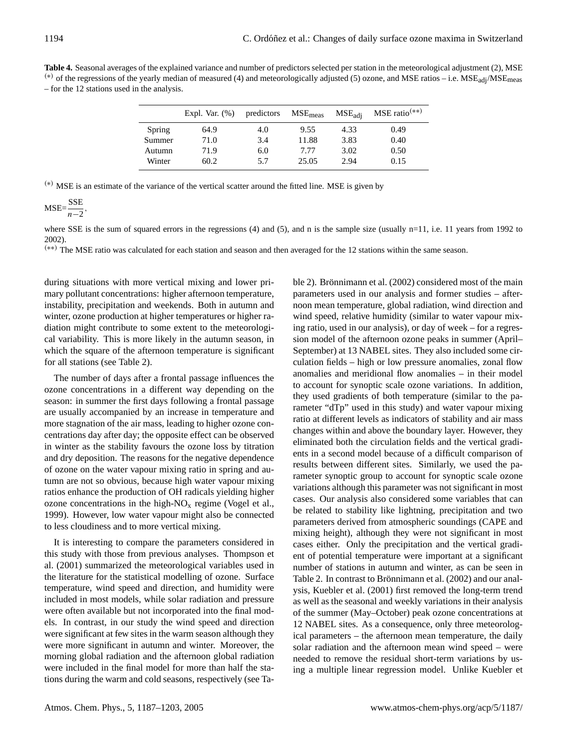**Table 4.** Seasonal averages of the explained variance and number of predictors selected per station in the meteorological adjustment (2), MSE [(*)] of the regressions of the yearly median of measured (4) and meteorologically adjusted (5) ozone, and MSE ratios – i.e. $MSE_{adj}/MSE_{meas}$ – for the 12 stations used in the analysis.

| | Expl. Var. (%) | predictors | $MSE_{meas}$ | $MSE_{adj}$ | MSE ratio[(**)] |
|---|---|---|---|---|---|
| Spring | 64.9 | 4.0 | 9.55 | 4.33 | 0.49 |
| Summer | 71.0 | 3.4 | 11.88 | 3.83 | 0.40 |
| Autumn | 71.9 | 6.0 | 7.77 | 3.02 | 0.50 |
| Winter | 60.2 | 5.7 | 25.05 | 2.94 | 0.15 |

[(*)] MSE is an estimate of the variance of the vertical scatter around the fitted line. MSE is given by

$$MSE=\frac{SSE}{n-2},$$

where SSE is the sum of squared errors in the regressions (4) and (5), and n is the sample size (usually n=11, i.e. 11 years from 1992 to 2002).

[(**)] The MSE ratio was calculated for each station and season and then averaged for the 12 stations within the same season.

during situations with more vertical mixing and lower primary pollutant concentrations: higher afternoon temperature, instability, precipitation and weekends. Both in autumn and winter, ozone production at higher temperatures or higher radiation might contribute to some extent to the meteorological variability. This is more likely in the autumn season, in which the square of the afternoon temperature is significant for all stations (see Table 2).

The number of days after a frontal passage influences the ozone concentrations in a different way depending on the season: in summer the first days following a frontal passage are usually accompanied by an increase in temperature and more stagnation of the air mass, leading to higher ozone concentrations day after day; the opposite effect can be observed in winter as the stability favours the ozone loss by titration and dry deposition. The reasons for the negative dependence of ozone on the water vapour mixing ratio in spring and autumn are not so obvious, because high water vapour mixing ratios enhance the production of OH radicals yielding higher ozone concentrations in the high-$NO_x$ regime (Vogel et al., 1999). However, low water vapour might also be connected to less cloudiness and to more vertical mixing.

It is interesting to compare the parameters considered in this study with those from previous analyses. Thompson et al. (2001) summarized the meteorological variables used in the literature for the statistical modelling of ozone. Surface temperature, wind speed and direction, and humidity were included in most models, while solar radiation and pressure were often available but not incorporated into the final models. In contrast, in our study the wind speed and direction were significant at few sites in the warm season although they were more significant in autumn and winter. Moreover, the morning global radiation and the afternoon global radiation were included in the final model for more than half the stations during the warm and cold seasons, respectively (see Table 2). Brönnimann et al. (2002) considered most of the main parameters used in our analysis and former studies – afternoon mean temperature, global radiation, wind direction and wind speed, relative humidity (similar to water vapour mixing ratio, used in our analysis), or day of week – for a regression model of the afternoon ozone peaks in summer (April–September) at 13 NABEL sites. They also included some circulation fields – high or low pressure anomalies, zonal flow anomalies and meridional flow anomalies – in their model to account for synoptic scale ozone variations. In addition, they used gradients of both temperature (similar to the parameter "dTp" used in this study) and water vapour mixing ratio at different levels as indicators of stability and air mass changes within and above the boundary layer. However, they eliminated both the circulation fields and the vertical gradients in a second model because of a difficult comparison of results between different sites. Similarly, we used the parameter synoptic group to account for synoptic scale ozone variations although this parameter was not significant in most cases. Our analysis also considered some variables that can be related to stability like lightning, precipitation and two parameters derived from atmospheric soundings (CAPE and mixing height), although they were not significant in most cases either. Only the precipitation and the vertical gradient of potential temperature were important at a significant number of stations in autumn and winter, as can be seen in Table 2. In contrast to Brönnimann et al. (2002) and our analysis, Kuebler et al. (2001) first removed the long-term trend as well as the seasonal and weekly variations in their analysis of the summer (May–October) peak ozone concentrations at 12 NABEL sites. As a consequence, only three meteorological parameters – the afternoon mean temperature, the daily solar radiation and the afternoon mean wind speed – were needed to remove the residual short-term variations by using a multiple linear regression model. Unlike Kuebler et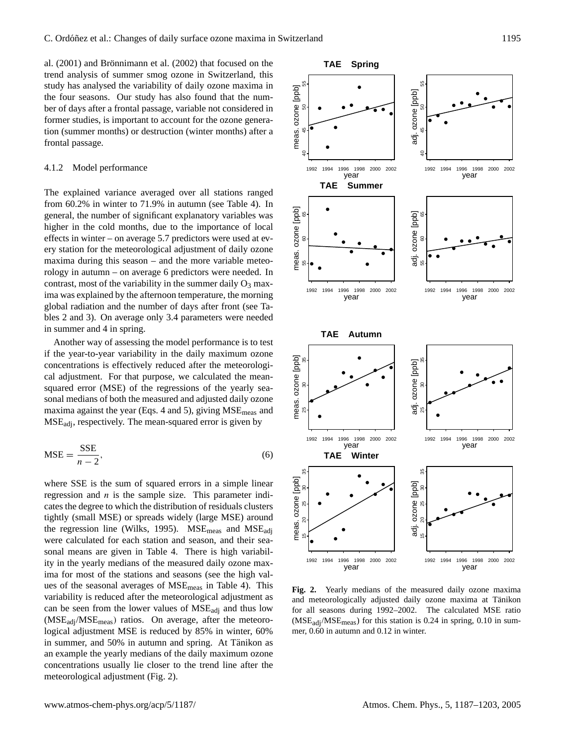al. (2001) and Brönnimann et al. (2002) that focused on the trend analysis of summer smog ozone in Switzerland, this study has analysed the variability of daily ozone maxima in the four seasons. Our study has also found that the number of days after a frontal passage, variable not considered in former studies, is important to account for the ozone generation (summer months) or destruction (winter months) after a frontal passage.

#### 4.1.2 Model performance

The explained variance averaged over all stations ranged from 60.2% in winter to 71.9% in autumn (see Table 4). In general, the number of significant explanatory variables was higher in the cold months, due to the importance of local effects in winter – on average 5.7 predictors were used at every station for the meteorological adjustment of daily ozone maxima during this season – and the more variable meteorology in autumn – on average 6 predictors were needed. In contrast, most of the variability in the summer daily $O_3$ maxima was explained by the afternoon temperature, the morning global radiation and the number of days after front (see Tables 2 and 3). On average only 3.4 parameters were needed in summer and 4 in spring.

Another way of assessing the model performance is to test if the year-to-year variability in the daily maximum ozone concentrations is effectively reduced after the meteorological adjustment. For that purpose, we calculated the mean-squared error (MSE) of the regressions of the yearly seasonal medians of both the measured and adjusted daily ozone maxima against the year (Eqs. 4 and 5), giving $MSE_{meas}$ and $MSE_{adj}$, respectively. The mean-squared error is given by

$$MSE = \frac{SSE}{n-2}, \tag{6}$$

where SSE is the sum of squared errors in a simple linear regression and $n$ is the sample size. This parameter indicates the degree to which the distribution of residuals clusters tightly (small MSE) or spreads widely (large MSE) around the regression line (Wilks, 1995). $MSE_{meas}$ and $MSE_{adj}$ were calculated for each station and season, and their seasonal means are given in Table 4. There is high variability in the yearly medians of the measured daily ozone maxima for most of the stations and seasons (see the high values of the seasonal averages of $MSE_{meas}$ in Table 4). This variability is reduced after the meteorological adjustment as can be seen from the lower values of $MSE_{adj}$ and thus low ($MSE_{adj}/MSE_{meas}$) ratios. On average, after the meteorological adjustment MSE is reduced by 85% in winter, 60% in summer, and 50% in autumn and spring. At Tänikon as an example the yearly medians of the daily maximum ozone concentrations usually lie closer to the trend line after the meteorological adjustment (Fig. 2).

**Fig. 2.** Yearly medians of the measured daily ozone maxima and meteorologically adjusted daily ozone maxima at Tänikon for all seasons during 1992–2002. The calculated MSE ratio ($MSE_{adj}/MSE_{meas}$) for this station is 0.24 in spring, 0.10 in summer, 0.60 in autumn and 0.12 in winter.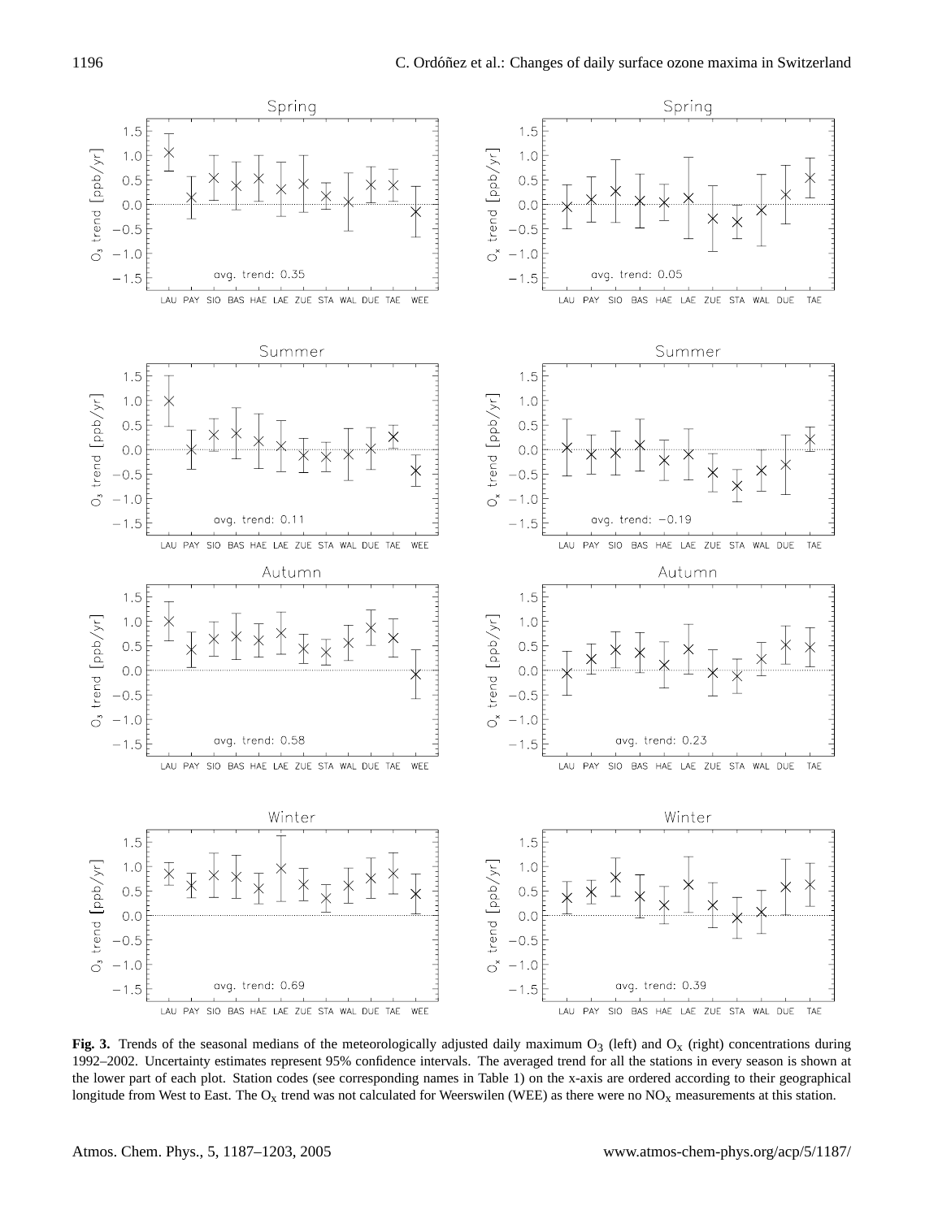**Fig. 3.** Trends of the seasonal medians of the meteorologically adjusted daily maximum $O_3$ (left) and $O_x$ (right) concentrations during 1992–2002. Uncertainty estimates represent 95% confidence intervals. The averaged trend for all the stations in every season is shown at the lower part of each plot. Station codes (see corresponding names in Table 1) on the x-axis are ordered according to their geographical longitude from West to East. The $O_x$ trend was not calculated for Weerswilen (WEE) as there were no $NO_x$ measurements at this station.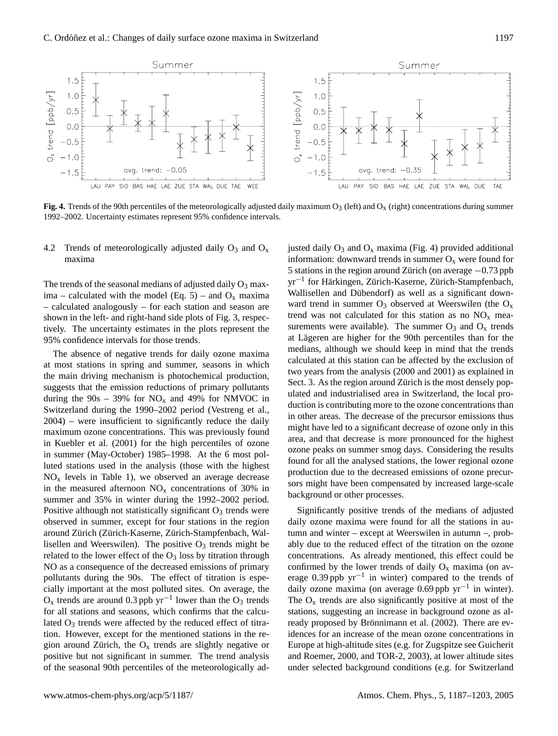**Fig. 4.** Trends of the 90th percentiles of the meteorologically adjusted daily maximum $O_3$ (left) and $O_x$ (right) concentrations during summer 1992–2002. Uncertainty estimates represent 95% confidence intervals.

### 4.2 Trends of meteorologically adjusted daily $O_3$ and $O_x$ maxima

The trends of the seasonal medians of adjusted daily $O_3$ maxima – calculated with the model (Eq. 5) – and $O_x$ maxima – calculated analogously – for each station and season are shown in the left- and right-hand side plots of Fig. 3, respectively. The uncertainty estimates in the plots represent the 95% confidence intervals for those trends.

The absence of negative trends for daily ozone maxima at most stations in spring and summer, seasons in which the main driving mechanism is photochemical production, suggests that the emission reductions of primary pollutants during the 90s – 39% for $NO_x$ and 49% for NMVOC in Switzerland during the 1990–2002 period (Vestreng et al., 2004) – were insufficient to significantly reduce the daily maximum ozone concentrations. This was previously found in Kuebler et al. (2001) for the high percentiles of ozone in summer (May-October) 1985–1998. At the 6 most polluted stations used in the analysis (those with the highest $NO_x$ levels in Table 1), we observed an average decrease in the measured afternoon $NO_x$ concentrations of 30% in summer and 35% in winter during the 1992–2002 period. Positive although not statistically significant $O_3$ trends were observed in summer, except for four stations in the region around Zürich (Zürich-Kaserne, Zürich-Stampfenbach, Wallisellen and Weerswilen). The positive $O_3$ trends might be related to the lower effect of the $O_3$ loss by titration through NO as a consequence of the decreased emissions of primary pollutants during the 90s. The effect of titration is especially important at the most polluted sites. On average, the $O_x$ trends are around 0.3 ppb $yr^{-1}$ lower than the $O_3$ trends for all stations and seasons, which confirms that the calculated $O_3$ trends were affected by the reduced effect of titration. However, except for the mentioned stations in the region around Zürich, the $O_x$ trends are slightly negative or positive but not significant in summer. The trend analysis of the seasonal 90th percentiles of the meteorologically adjusted daily $O_3$ and $O_x$ maxima (Fig. 4) provided additional information: downward trends in summer $O_x$ were found for 5 stations in the region around Zürich (on average −0.73 ppb $yr^{-1}$ for Härkingen, Zürich-Kaserne, Zürich-Stampfenbach, Wallisellen and Dübendorf) as well as a significant downward trend in summer $O_3$ observed at Weerswilen (the $O_x$ trend was not calculated for this station as no $NO_x$ measurements were available). The summer $O_3$ and $O_x$ trends at Lägeren are higher for the 90th percentiles than for the medians, although we should keep in mind that the trends calculated at this station can be affected by the exclusion of two years from the analysis (2000 and 2001) as explained in Sect. 3. As the region around Zürich is the most densely populated and industrialised area in Switzerland, the local production is contributing more to the ozone concentrations than in other areas. The decrease of the precursor emissions thus might have led to a significant decrease of ozone only in this area, and that decrease is more pronounced for the highest ozone peaks on summer smog days. Considering the results found for all the analysed stations, the lower regional ozone production due to the decreased emissions of ozone precursors might have been compensated by increased large-scale background or other processes.

Significantly positive trends of the medians of adjusted daily ozone maxima were found for all the stations in autumn and winter – except at Weerswilen in autumn –, probably due to the reduced effect of the titration on the ozone concentrations. As already mentioned, this effect could be confirmed by the lower trends of daily $O_x$ maxima (on average 0.39 ppb $yr^{-1}$ in winter) compared to the trends of daily ozone maxima (on average 0.69 ppb $yr^{-1}$ in winter). The $O_x$ trends are also significantly positive at most of the stations, suggesting an increase in background ozone as already proposed by Brönnimann et al. (2002). There are evidences for an increase of the mean ozone concentrations in Europe at high-altitude sites (e.g. for Zugspitze see Guicherit and Roemer, 2000, and TOR-2, 2003), at lower altitude sites under selected background conditions (e.g. for Switzerland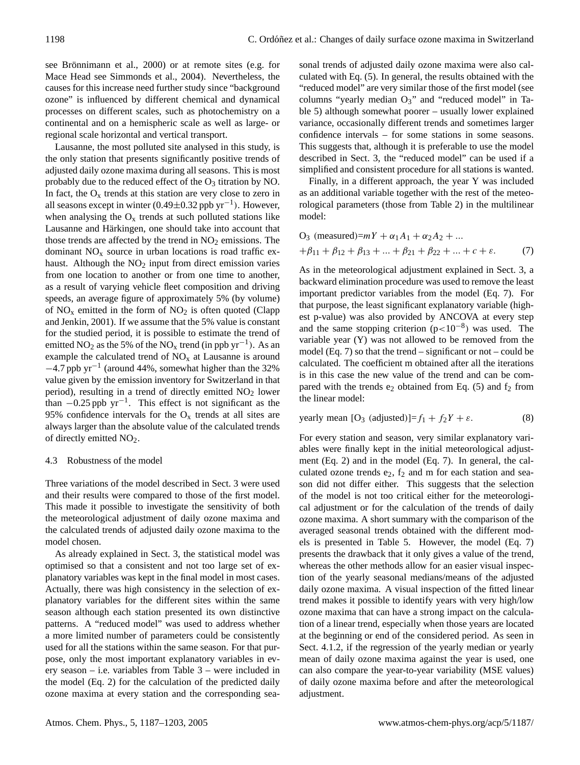see Brönnimann et al., 2000) or at remote sites (e.g. for Mace Head see Simmonds et al., 2004). Nevertheless, the causes for this increase need further study since "background ozone" is influenced by different chemical and dynamical processes on different scales, such as photochemistry on a continental and on a hemispheric scale as well as large- or regional scale horizontal and vertical transport.

Lausanne, the most polluted site analysed in this study, is the only station that presents significantly positive trends of adjusted daily ozone maxima during all seasons. This is most probably due to the reduced effect of the $O_3$ titration by NO. In fact, the $O_x$ trends at this station are very close to zero in all seasons except in winter ($0.49 \pm 0.32$ ppb $yr^{-1}$). However, when analysing the $O_x$ trends at such polluted stations like Lausanne and Härkingen, one should take into account that those trends are affected by the trend in $NO_2$ emissions. The dominant $NO_x$ source in urban locations is road traffic exhaust. Although the $NO_2$ input from direct emission varies from one location to another or from one time to another, as a result of varying vehicle fleet composition and driving speeds, an average figure of approximately 5% (by volume) of $NO_x$ emitted in the form of $NO_2$ is often quoted (Clapp and Jenkin, 2001). If we assume that the 5% value is constant for the studied period, it is possible to estimate the trend of emitted $NO_2$ as the 5% of the $NO_x$ trend (in ppb $yr^{-1}$). As an example the calculated trend of $NO_x$ at Lausanne is around $-4.7$ ppb $yr^{-1}$ (around 44%, somewhat higher than the 32% value given by the emission inventory for Switzerland in that period), resulting in a trend of directly emitted $NO_2$ lower than $-0.25$ ppb $yr^{-1}$. This effect is not significant as the 95% confidence intervals for the $O_x$ trends at all sites are always larger than the absolute value of the calculated trends of directly emitted $NO_2$.

### 4.3 Robustness of the model

Three variations of the model described in Sect. 3 were used and their results were compared to those of the first model. This made it possible to investigate the sensitivity of both the meteorological adjustment of daily ozone maxima and the calculated trends of adjusted daily ozone maxima to the model chosen.

As already explained in Sect. 3, the statistical model was optimised so that a consistent and not too large set of explanatory variables was kept in the final model in most cases. Actually, there was high consistency in the selection of explanatory variables for the different sites within the same season although each station presented its own distinctive patterns. A "reduced model" was used to address whether a more limited number of parameters could be consistently used for all the stations within the same season. For that purpose, only the most important explanatory variables in every season – i.e. variables from Table 3 – were included in the model (Eq. 2) for the calculation of the predicted daily ozone maxima at every station and the corresponding seasonal trends of adjusted daily ozone maxima were also calculated with Eq. (5). In general, the results obtained with the "reduced model" are very similar those of the first model (see columns "yearly median $O_3$" and "reduced model" in Table 5) although somewhat poorer – usually lower explained variance, occasionally different trends and sometimes larger confidence intervals – for some stations in some seasons. This suggests that, although it is preferable to use the model described in Sect. 3, the "reduced model" can be used if a simplified and consistent procedure for all stations is wanted.

Finally, in a different approach, the year Y was included as an additional variable together with the rest of the meteorological parameters (those from Table 2) in the multilinear model:

$$
\begin{aligned}
&O_3 \text{ (measured)} = mY + \alpha_1 A_1 + \alpha_2 A_2 + \dots \\
&+ \beta_{11} + \beta_{12} + \beta_{13} + \dots + \beta_{21} + \beta_{22} + \dots + c + \varepsilon. \qquad (7)
\end{aligned}
$$

As in the meteorological adjustment explained in Sect. 3, a backward elimination procedure was used to remove the least important predictor variables from the model (Eq. 7). For that purpose, the least significant explanatory variable (highest p-value) was also provided by ANCOVA at every step and the same stopping criterion ($p < 10^{-8}$) was used. The variable year (Y) was not allowed to be removed from the model (Eq. 7) so that the trend – significant or not – could be calculated. The coefficient m obtained after all the iterations is in this case the new value of the trend and can be compared with the trends $e_2$ obtained from Eq. (5) and $f_2$ from the linear model:

$$
\text{yearly mean } [O_3 \text{ (adjusted)}] = f_1 + f_2 Y + \varepsilon. \qquad (8)
$$

For every station and season, very similar explanatory variables were finally kept in the initial meteorological adjustment (Eq. 2) and in the model (Eq. 7). In general, the calculated ozone trends $e_2$, $f_2$ and m for each station and season did not differ either. This suggests that the selection of the model is not too critical either for the meteorological adjustment or for the calculation of the trends of daily ozone maxima. A short summary with the comparison of the averaged seasonal trends obtained with the different models is presented in Table 5. However, the model (Eq. 7) presents the drawback that it only gives a value of the trend, whereas the other methods allow for an easier visual inspection of the yearly seasonal medians/means of the adjusted daily ozone maxima. A visual inspection of the fitted linear trend makes it possible to identify years with very high/low ozone maxima that can have a strong impact on the calculation of a linear trend, especially when those years are located at the beginning or end of the considered period. As seen in Sect. 4.1.2, if the regression of the yearly median or yearly mean of daily ozone maxima against the year is used, one can also compare the year-to-year variability (MSE values) of daily ozone maxima before and after the meteorological adjustment.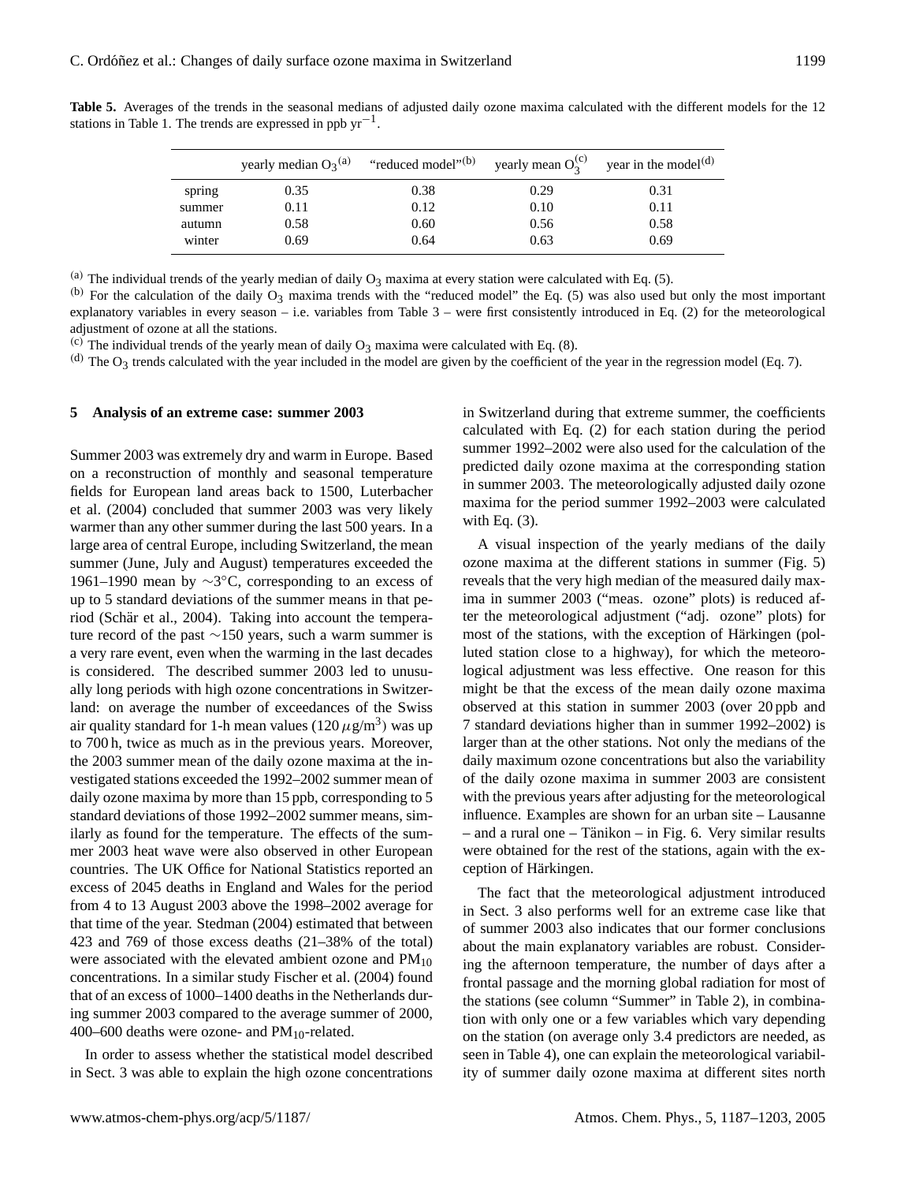**Table 5.** Averages of the trends in the seasonal medians of adjusted daily ozone maxima calculated with the different models for the 12 stations in Table 1. The trends are expressed in ppb $yr^{-1}$.

| | yearly median $O_3$[(a)] | "reduced model"[(b)] | yearly mean $O_3$[(c)] | year in the model[(d)] |
|---|---|---|---|---|
| spring | 0.35 | 0.38 | 0.29 | 0.31 |
| summer | 0.11 | 0.12 | 0.10 | 0.11 |
| autumn | 0.58 | 0.60 | 0.56 | 0.58 |
| winter | 0.69 | 0.64 | 0.63 | 0.69 |

[(a)] The individual trends of the yearly median of daily $O_3$ maxima at every station were calculated with Eq. (5).

[(b)] For the calculation of the daily $O_3$ maxima trends with the "reduced model" the Eq. (5) was also used but only the most important explanatory variables in every season – i.e. variables from Table 3 – were first consistently introduced in Eq. (2) for the meteorological adjustment of ozone at all the stations.

[(c)] The individual trends of the yearly mean of daily $O_3$ maxima were calculated with Eq. (8).

[(d)] The $O_3$ trends calculated with the year included in the model are given by the coefficient of the year in the regression model (Eq. 7).

## 5 Analysis of an extreme case: summer 2003

Summer 2003 was extremely dry and warm in Europe. Based on a reconstruction of monthly and seasonal temperature fields for European land areas back to 1500, Luterbacher et al. (2004) concluded that summer 2003 was very likely warmer than any other summer during the last 500 years. In a large area of central Europe, including Switzerland, the mean summer (June, July and August) temperatures exceeded the 1961–1990 mean by $\sim$3°C, corresponding to an excess of up to 5 standard deviations of the summer means in that period (Schär et al., 2004). Taking into account the temperature record of the past $\sim$150 years, such a warm summer is a very rare event, even when the warming in the last decades is considered. The described summer 2003 led to unusually long periods with high ozone concentrations in Switzerland: on average the number of exceedances of the Swiss air quality standard for 1-h mean values (120 $\mu g/m^3$) was up to 700 h, twice as much as in the previous years. Moreover, the 2003 summer mean of the daily ozone maxima at the investigated stations exceeded the 1992–2002 summer mean of daily ozone maxima by more than 15 ppb, corresponding to 5 standard deviations of those 1992–2002 summer means, similarly as found for the temperature. The effects of the summer 2003 heat wave were also observed in other European countries. The UK Office for National Statistics reported an excess of 2045 deaths in England and Wales for the period from 4 to 13 August 2003 above the 1998–2002 average for that time of the year. Stedman (2004) estimated that between 423 and 769 of those excess deaths (21–38% of the total) were associated with the elevated ambient ozone and $PM_{10}$ concentrations. In a similar study Fischer et al. (2004) found that of an excess of 1000–1400 deaths in the Netherlands during summer 2003 compared to the average summer of 2000, 400–600 deaths were ozone- and $PM_{10}$-related.

In order to assess whether the statistical model described in Sect. 3 was able to explain the high ozone concentrations in Switzerland during that extreme summer, the coefficients calculated with Eq. (2) for each station during the period summer 1992–2002 were also used for the calculation of the predicted daily ozone maxima at the corresponding station in summer 2003. The meteorologically adjusted daily ozone maxima for the period summer 1992–2003 were calculated with Eq. (3).

A visual inspection of the yearly medians of the daily ozone maxima at the different stations in summer (Fig. 5) reveals that the very high median of the measured daily maxima in summer 2003 ("meas. ozone" plots) is reduced after the meteorological adjustment ("adj. ozone" plots) for most of the stations, with the exception of Härkingen (polluted station close to a highway), for which the meteorological adjustment was less effective. One reason for this might be that the excess of the mean daily ozone maxima observed at this station in summer 2003 (over 20 ppb and 7 standard deviations higher than in summer 1992–2002) is larger than at the other stations. Not only the medians of the daily maximum ozone concentrations but also the variability of the daily ozone maxima in summer 2003 are consistent with the previous years after adjusting for the meteorological influence. Examples are shown for an urban site – Lausanne – and a rural one – Tänikon – in Fig. 6. Very similar results were obtained for the rest of the stations, again with the exception of Härkingen.

The fact that the meteorological adjustment introduced in Sect. 3 also performs well for an extreme case like that of summer 2003 also indicates that our former conclusions about the main explanatory variables are robust. Considering the afternoon temperature, the number of days after a frontal passage and the morning global radiation for most of the stations (see column "Summer" in Table 2), in combination with only one or a few variables which vary depending on the station (on average only 3.4 predictors are needed, as seen in Table 4), one can explain the meteorological variability of summer daily ozone maxima at different sites north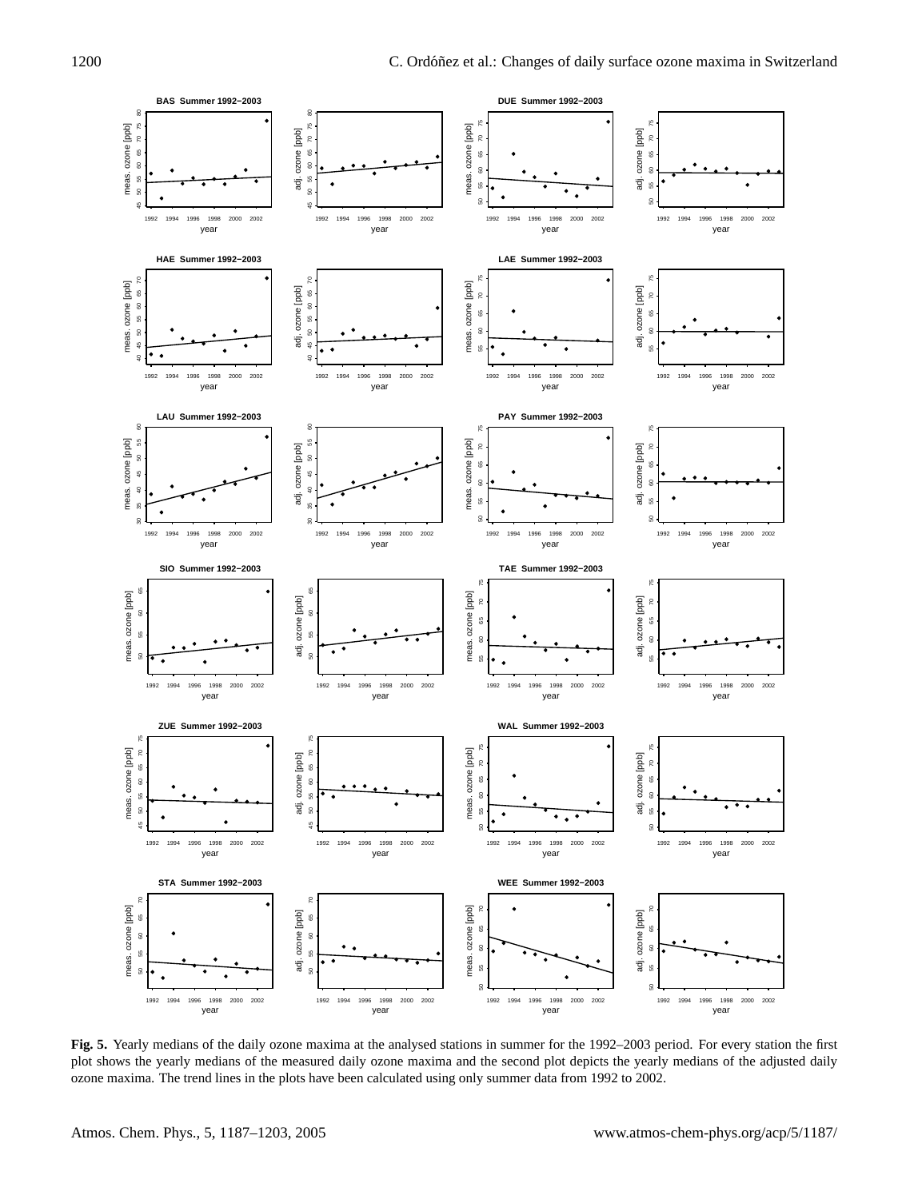**Fig. 5.** Yearly medians of the daily ozone maxima at the analysed stations in summer for the 1992–2003 period. For every station the first plot shows the yearly medians of the measured daily ozone maxima and the second plot depicts the yearly medians of the adjusted daily ozone maxima. The trend lines in the plots have been calculated using only summer data from 1992 to 2002.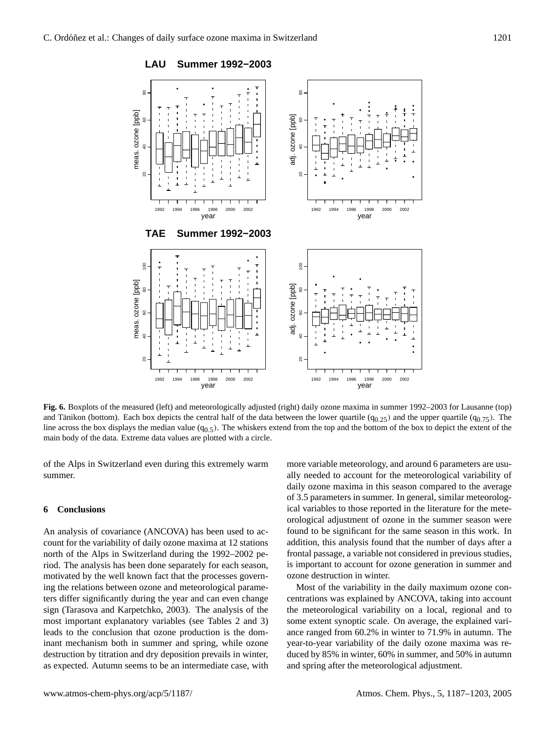**Fig. 6.** Boxplots of the measured (left) and meteorologically adjusted (right) daily ozone maxima in summer 1992–2003 for Lausanne (top) and Tänikon (bottom). Each box depicts the central half of the data between the lower quartile ($q_{0.25}$) and the upper quartile ($q_{0.75}$). The line across the box displays the median value ($q_{0.5}$). The whiskers extend from the top and the bottom of the box to depict the extent of the main body of the data. Extreme data values are plotted with a circle.

of the Alps in Switzerland even during this extremely warm summer.

## 6 Conclusions

An analysis of covariance (ANCOVA) has been used to account for the variability of daily ozone maxima at 12 stations north of the Alps in Switzerland during the 1992–2002 period. The analysis has been done separately for each season, motivated by the well known fact that the processes governing the relations between ozone and meteorological parameters differ significantly during the year and can even change sign (Tarasova and Karpetchko, 2003). The analysis of the most important explanatory variables (see Tables 2 and 3) leads to the conclusion that ozone production is the dominant mechanism both in summer and spring, while ozone destruction by titration and dry deposition prevails in winter, as expected. Autumn seems to be an intermediate case, with more variable meteorology, and around 6 parameters are usually needed to account for the meteorological variability of daily ozone maxima in this season compared to the average of 3.5 parameters in summer. In general, similar meteorological variables to those reported in the literature for the meteorological adjustment of ozone in the summer season were found to be significant for the same season in this work. In addition, this analysis found that the number of days after a frontal passage, a variable not considered in previous studies, is important to account for ozone generation in summer and ozone destruction in winter.

Most of the variability in the daily maximum ozone concentrations was explained by ANCOVA, taking into account the meteorological variability on a local, regional and to some extent synoptic scale. On average, the explained variance ranged from 60.2% in winter to 71.9% in autumn. The year-to-year variability of the daily ozone maxima was reduced by 85% in winter, 60% in summer, and 50% in autumn and spring after the meteorological adjustment.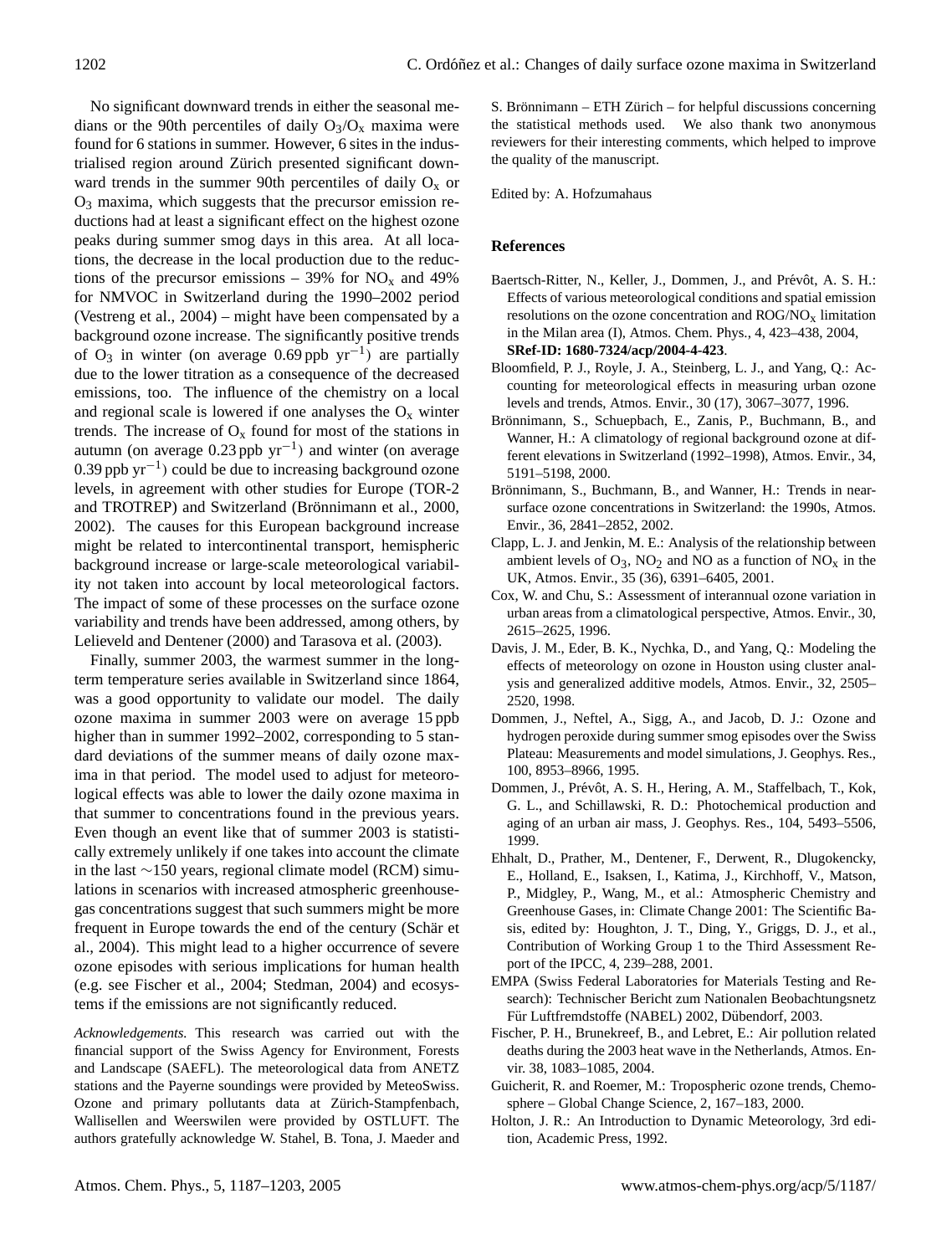No significant downward trends in either the seasonal medians or the 90th percentiles of daily $O_3/O_x$ maxima were found for 6 stations in summer. However, 6 sites in the industrialised region around Zürich presented significant downward trends in the summer 90th percentiles of daily $O_x$ or $O_3$ maxima, which suggests that the precursor emission reductions had at least a significant effect on the highest ozone peaks during summer smog days in this area. At all locations, the decrease in the local production due to the reductions of the precursor emissions – 39% for $NO_x$ and 49% for NMVOC in Switzerland during the 1990–2002 period (Vestreng et al., 2004) – might have been compensated by a background ozone increase. The significantly positive trends of $O_3$ in winter (on average 0.69 ppb $yr^{-1}$) are partially due to the lower titration as a consequence of the decreased emissions, too. The influence of the chemistry on a local and regional scale is lowered if one analyses the $O_x$ winter trends. The increase of $O_x$ found for most of the stations in autumn (on average 0.23 ppb $yr^{-1}$) and winter (on average 0.39 ppb $yr^{-1}$) could be due to increasing background ozone levels, in agreement with other studies for Europe (TOR-2 and TROTREP) and Switzerland (Brönnimann et al., 2000, 2002). The causes for this European background increase might be related to intercontinental transport, hemispheric background increase or large-scale meteorological variability not taken into account by local meteorological factors. The impact of some of these processes on the surface ozone variability and trends have been addressed, among others, by Lelieveld and Dentener (2000) and Tarasova et al. (2003).

Finally, summer 2003, the warmest summer in the long-term temperature series available in Switzerland since 1864, was a good opportunity to validate our model. The daily ozone maxima in summer 2003 were on average 15 ppb higher than in summer 1992–2002, corresponding to 5 standard deviations of the summer means of daily ozone maxima in that period. The model used to adjust for meteorological effects was able to lower the daily ozone maxima in that summer to concentrations found in the previous years. Even though an event like that of summer 2003 is statistically extremely unlikely if one takes into account the climate in the last ~150 years, regional climate model (RCM) simulations in scenarios with increased atmospheric greenhouse-gas concentrations suggest that such summers might be more frequent in Europe towards the end of the century (Schär et al., 2004). This might lead to a higher occurrence of severe ozone episodes with serious implications for human health (e.g. see Fischer et al., 2004; Stedman, 2004) and ecosystems if the emissions are not significantly reduced.

*Acknowledgements.* This research was carried out with the financial support of the Swiss Agency for Environment, Forests and Landscape (SAEFL). The meteorological data from ANETZ stations and the Payerne soundings were provided by MeteoSwiss. Ozone and primary pollutants data at Zürich-Stampfenbach, Wallisellen and Weerswilen were provided by OSTLUFT. The authors gratefully acknowledge W. Stahel, B. Tona, J. Maeder and S. Brönnimann – ETH Zürich – for helpful discussions concerning the statistical methods used. We also thank two anonymous reviewers for their interesting comments, which helped to improve the quality of the manuscript.

Edited by: A. Hofzumahaus

## References

Baertsch-Ritter, N., Keller, J., Dommen, J., and Prévôt, A. S. H.: Effects of various meteorological conditions and spatial emission resolutions on the ozone concentration and $ROG/NO_x$ limitation in the Milan area (I), Atmos. Chem. Phys., 4, 423–438, 2004, **SRef-ID: 1680-7324/acp/2004-4-423**.

Bloomfield, P. J., Royle, J. A., Steinberg, L. J., and Yang, Q.: Accounting for meteorological effects in measuring urban ozone levels and trends, Atmos. Envir., 30 (17), 3067–3077, 1996.

Brönnimann, S., Schuepbach, E., Zanis, P., Buchmann, B., and Wanner, H.: A climatology of regional background ozone at different elevations in Switzerland (1992–1998), Atmos. Envir., 34, 5191–5198, 2000.

Brönnimann, S., Buchmann, B., and Wanner, H.: Trends in near-surface ozone concentrations in Switzerland: the 1990s, Atmos. Envir., 36, 2841–2852, 2002.

Clapp, L. J. and Jenkin, M. E.: Analysis of the relationship between ambient levels of $O_3$, $NO_2$ and NO as a function of $NO_x$ in the UK, Atmos. Envir., 35 (36), 6391–6405, 2001.

Cox, W. and Chu, S.: Assessment of interannual ozone variation in urban areas from a climatological perspective, Atmos. Envir., 30, 2615–2625, 1996.

Davis, J. M., Eder, B. K., Nychka, D., and Yang, Q.: Modeling the effects of meteorology on ozone in Houston using cluster analysis and generalized additive models, Atmos. Envir., 32, 2505–2520, 1998.

Dommen, J., Neftel, A., Sigg, A., and Jacob, D. J.: Ozone and hydrogen peroxide during summer smog episodes over the Swiss Plateau: Measurements and model simulations, J. Geophys. Res., 100, 8953–8966, 1995.

Dommen, J., Prévôt, A. S. H., Hering, A. M., Staffelbach, T., Kok, G. L., and Schillawski, R. D.: Photochemical production and aging of an urban air mass, J. Geophys. Res., 104, 5493–5506, 1999.

Ehhalt, D., Prather, M., Dentener, F., Derwent, R., Dlugokencky, E., Holland, E., Isaksen, I., Katima, J., Kirchhoff, V., Matson, P., Midgley, P., Wang, M., et al.: Atmospheric Chemistry and Greenhouse Gases, in: Climate Change 2001: The Scientific Basis, edited by: Houghton, J. T., Ding, Y., Griggs, D. J., et al., Contribution of Working Group 1 to the Third Assessment Report of the IPCC, 4, 239–288, 2001.

EMPA (Swiss Federal Laboratories for Materials Testing and Research): Technischer Bericht zum Nationalen Beobachtungsnetz Für Luftfremdstoffe (NABEL) 2002, Dübendorf, 2003.

Fischer, P. H., Brunekreef, B., and Lebret, E.: Air pollution related deaths during the 2003 heat wave in the Netherlands, Atmos. Envir. 38, 1083–1085, 2004.

Guicherit, R. and Roemer, M.: Tropospheric ozone trends, Chemosphere – Global Change Science, 2, 167–183, 2000.

Holton, J. R.: An Introduction to Dynamic Meteorology, 3rd edition, Academic Press, 1992.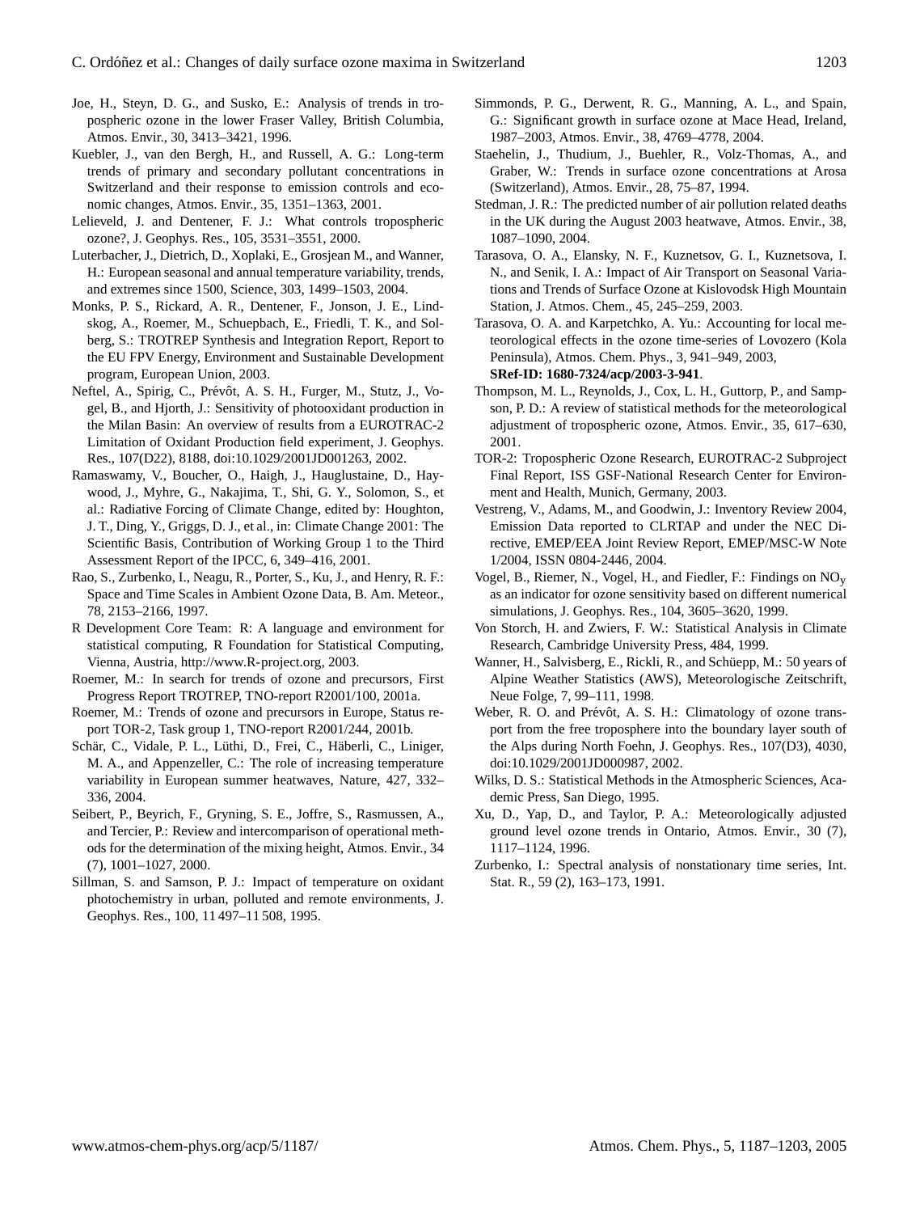Joe, H., Steyn, D. G., and Susko, E.: Analysis of trends in tropospheric ozone in the lower Fraser Valley, British Columbia, Atmos. Envir., 30, 3413–3421, 1996.

Kuebler, J., van den Bergh, H., and Russell, A. G.: Long-term trends of primary and secondary pollutant concentrations in Switzerland and their response to emission controls and economic changes, Atmos. Envir., 35, 1351–1363, 2001.

Lelieveld, J. and Dentener, F. J.: What controls tropospheric ozone?, J. Geophys. Res., 105, 3531–3551, 2000.

Luterbacher, J., Dietrich, D., Xoplaki, E., Grosjean M., and Wanner, H.: European seasonal and annual temperature variability, trends, and extremes since 1500, Science, 303, 1499–1503, 2004.

Monks, P. S., Rickard, A. R., Dentener, F., Jonson, J. E., Lindskog, A., Roemer, M., Schuepbach, E., Friedli, T. K., and Solberg, S.: TROTREP Synthesis and Integration Report, Report to the EU FPV Energy, Environment and Sustainable Development program, European Union, 2003.

Neftel, A., Spirig, C., Prévôt, A. S. H., Furger, M., Stutz, J., Vogel, B., and Hjorth, J.: Sensitivity of photooxidant production in the Milan Basin: An overview of results from a EUROTRAC-2 Limitation of Oxidant Production field experiment, J. Geophys. Res., 107(D22), 8188, doi:10.1029/2001JD001263, 2002.

Ramaswamy, V., Boucher, O., Haigh, J., Hauglustaine, D., Haywood, J., Myhre, G., Nakajima, T., Shi, G. Y., Solomon, S., et al.: Radiative Forcing of Climate Change, edited by: Houghton, J. T., Ding, Y., Griggs, D. J., et al., in: Climate Change 2001: The Scientific Basis, Contribution of Working Group 1 to the Third Assessment Report of the IPCC, 6, 349–416, 2001.

Rao, S., Zurbenko, I., Neagu, R., Porter, S., Ku, J., and Henry, R. F.: Space and Time Scales in Ambient Ozone Data, B. Am. Meteor., 78, 2153–2166, 1997.

R Development Core Team: R: A language and environment for statistical computing, R Foundation for Statistical Computing, Vienna, Austria, http://www.R-project.org, 2003.

Roemer, M.: In search for trends of ozone and precursors, First Progress Report TROTREP, TNO-report R2001/100, 2001a.

Roemer, M.: Trends of ozone and precursors in Europe, Status report TOR-2, Task group 1, TNO-report R2001/244, 2001b.

Schär, C., Vidale, P. L., Lüthi, D., Frei, C., Häberli, C., Liniger, M. A., and Appenzeller, C.: The role of increasing temperature variability in European summer heatwaves, Nature, 427, 332–336, 2004.

Seibert, P., Beyrich, F., Gryning, S. E., Joffre, S., Rasmussen, A., and Tercier, P.: Review and intercomparison of operational methods for the determination of the mixing height, Atmos. Envir., 34 (7), 1001–1027, 2000.

Sillman, S. and Samson, P. J.: Impact of temperature on oxidant photochemistry in urban, polluted and remote environments, J. Geophys. Res., 100, 11 497–11 508, 1995.

Simmonds, P. G., Derwent, R. G., Manning, A. L., and Spain, G.: Significant growth in surface ozone at Mace Head, Ireland, 1987–2003, Atmos. Envir., 38, 4769–4778, 2004.

Staehelin, J., Thudium, J., Buehler, R., Volz-Thomas, A., and Graber, W.: Trends in surface ozone concentrations at Arosa (Switzerland), Atmos. Envir., 28, 75–87, 1994.

Stedman, J. R.: The predicted number of air pollution related deaths in the UK during the August 2003 heatwave, Atmos. Envir., 38, 1087–1090, 2004.

Tarasova, O. A., Elansky, N. F., Kuznetsov, G. I., Kuznetsova, I. N., and Senik, I. A.: Impact of Air Transport on Seasonal Variations and Trends of Surface Ozone at Kislovodsk High Mountain Station, J. Atmos. Chem., 45, 245–259, 2003.

Tarasova, O. A. and Karpetchko, A. Yu.: Accounting for local meteorological effects in the ozone time-series of Lovozero (Kola Peninsula), Atmos. Chem. Phys., 3, 941–949, 2003, **SRef-ID: 1680-7324/acp/2003-3-941**.

Thompson, M. L., Reynolds, J., Cox, L. H., Guttorp, P., and Sampson, P. D.: A review of statistical methods for the meteorological adjustment of tropospheric ozone, Atmos. Envir., 35, 617–630, 2001.

TOR-2: Tropospheric Ozone Research, EUROTRAC-2 Subproject Final Report, ISS GSF-National Research Center for Environment and Health, Munich, Germany, 2003.

Vestreng, V., Adams, M., and Goodwin, J.: Inventory Review 2004, Emission Data reported to CLRTAP and under the NEC Directive, EMEP/EEA Joint Review Report, EMEP/MSC-W Note 1/2004, ISSN 0804-2446, 2004.

Vogel, B., Riemer, N., Vogel, H., and Fiedler, F.: Findings on $NO_y$ as an indicator for ozone sensitivity based on different numerical simulations, J. Geophys. Res., 104, 3605–3620, 1999.

Von Storch, H. and Zwiers, F. W.: Statistical Analysis in Climate Research, Cambridge University Press, 484, 1999.

Wanner, H., Salvisberg, E., Rickli, R., and Schüepp, M.: 50 years of Alpine Weather Statistics (AWS), Meteorologische Zeitschrift, Neue Folge, 7, 99–111, 1998.

Weber, R. O. and Prévôt, A. S. H.: Climatology of ozone transport from the free troposphere into the boundary layer south of the Alps during North Foehn, J. Geophys. Res., 107(D3), 4030, doi:10.1029/2001JD000987, 2002.

Wilks, D. S.: Statistical Methods in the Atmospheric Sciences, Academic Press, San Diego, 1995.

Xu, D., Yap, D., and Taylor, P. A.: Meteorologically adjusted ground level ozone trends in Ontario, Atmos. Envir., 30 (7), 1117–1124, 1996.

Zurbenko, I.: Spectral analysis of nonstationary time series, Int. Stat. R., 59 (2), 163–173, 1991.